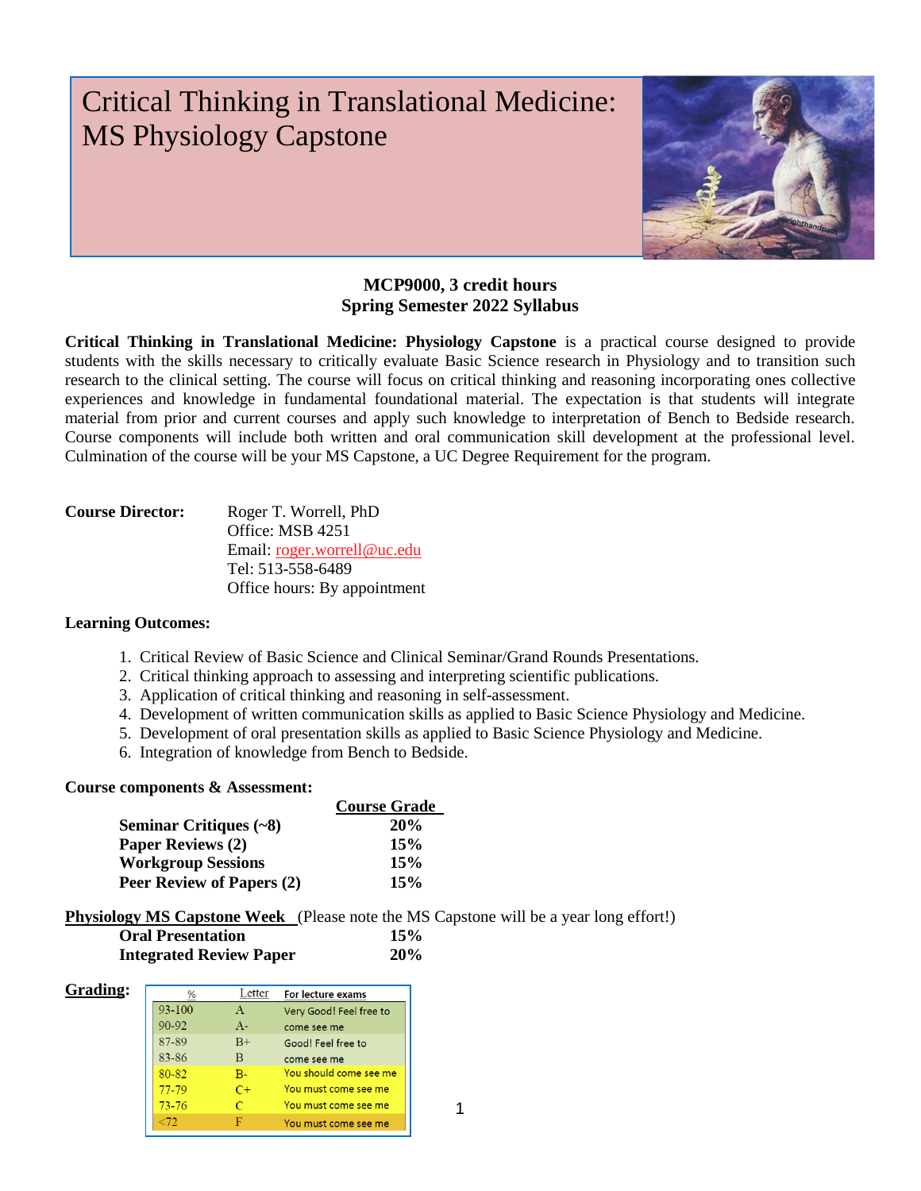# Critical Thinking in Translational Medicine: MS Physiology Capstone

**MCP9000, 3 credit hours**
**Spring Semester 2022 Syllabus**

**Critical Thinking in Translational Medicine: Physiology Capstone** is a practical course designed to provide students with the skills necessary to critically evaluate Basic Science research in Physiology and to transition such research to the clinical setting. The course will focus on critical thinking and reasoning incorporating ones collective experiences and knowledge in fundamental foundational material. The expectation is that students will integrate material from prior and current courses and apply such knowledge to interpretation of Bench to Bedside research. Course components will include both written and oral communication skill development at the professional level. Culmination of the course will be your MS Capstone, a UC Degree Requirement for the program.

**Course Director:** Roger T. Worrell, PhD
Office: MSB 4251
Email: roger.worrell@uc.edu
Tel: 513-558-6489
Office hours: By appointment

**Learning Outcomes:**

1. Critical Review of Basic Science and Clinical Seminar/Grand Rounds Presentations.
2. Critical thinking approach to assessing and interpreting scientific publications.
3. Application of critical thinking and reasoning in self-assessment.
4. Development of written communication skills as applied to Basic Science Physiology and Medicine.
5. Development of oral presentation skills as applied to Basic Science Physiology and Medicine.
6. Integration of knowledge from Bench to Bedside.

**Course components & Assessment:**

| | Course Grade |
|---|---|
| **Seminar Critiques (~8)** | **20%** |
| **Paper Reviews (2)** | **15%** |
| **Workgroup Sessions** | **15%** |
| **Peer Review of Papers (2)** | **15%** |

**Physiology MS Capstone Week** (Please note the MS Capstone will be a year long effort!)

| | |
|---|---|
| **Oral Presentation** | **15%** |
| **Integrated Review Paper** | **20%** |

**Grading:**

| % | Letter | For lecture exams |
|---|---|---|
| 93-100 | A | Very Good! Feel free to |
| 90-92 | A- | come see me |
| 87-89 | B+ | Good! Feel free to |
| 83-86 | B | come see me |
| 80-82 | B- | You should come see me |
| 77-79 | C+ | You must come see me |
| 73-76 | C | You must come see me |
| <72 | F | You must come see me |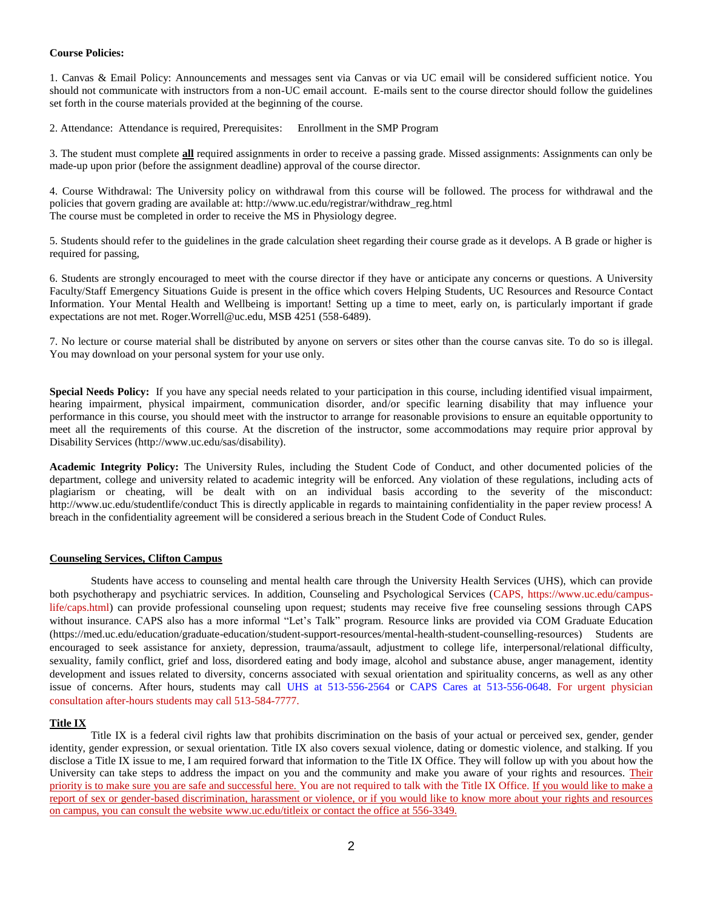**Course Policies:**

1. Canvas & Email Policy: Announcements and messages sent via Canvas or via UC email will be considered sufficient notice. You should not communicate with instructors from a non-UC email account. E-mails sent to the course director should follow the guidelines set forth in the course materials provided at the beginning of the course.

2. Attendance: Attendance is required, Prerequisites: Enrollment in the SMP Program

3. The student must complete **all** required assignments in order to receive a passing grade. Missed assignments: Assignments can only be made-up upon prior (before the assignment deadline) approval of the course director.

4. Course Withdrawal: The University policy on withdrawal from this course will be followed. The process for withdrawal and the policies that govern grading are available at: http://www.uc.edu/registrar/withdraw_reg.html
The course must be completed in order to receive the MS in Physiology degree.

5. Students should refer to the guidelines in the grade calculation sheet regarding their course grade as it develops. A B grade or higher is required for passing,

6. Students are strongly encouraged to meet with the course director if they have or anticipate any concerns or questions. A University Faculty/Staff Emergency Situations Guide is present in the office which covers Helping Students, UC Resources and Resource Contact Information. Your Mental Health and Wellbeing is important! Setting up a time to meet, early on, is particularly important if grade expectations are not met. Roger.Worrell@uc.edu, MSB 4251 (558-6489).

7. No lecture or course material shall be distributed by anyone on servers or sites other than the course canvas site. To do so is illegal. You may download on your personal system for your use only.

**Special Needs Policy:** If you have any special needs related to your participation in this course, including identified visual impairment, hearing impairment, physical impairment, communication disorder, and/or specific learning disability that may influence your performance in this course, you should meet with the instructor to arrange for reasonable provisions to ensure an equitable opportunity to meet all the requirements of this course. At the discretion of the instructor, some accommodations may require prior approval by Disability Services (http://www.uc.edu/sas/disability).

**Academic Integrity Policy:** The University Rules, including the Student Code of Conduct, and other documented policies of the department, college and university related to academic integrity will be enforced. Any violation of these regulations, including acts of plagiarism or cheating, will be dealt with on an individual basis according to the severity of the misconduct: http://www.uc.edu/studentlife/conduct This is directly applicable in regards to maintaining confidentiality in the paper review process! A breach in the confidentiality agreement will be considered a serious breach in the Student Code of Conduct Rules.

**Counseling Services, Clifton Campus**

Students have access to counseling and mental health care through the University Health Services (UHS), which can provide both psychotherapy and psychiatric services. In addition, Counseling and Psychological Services (CAPS, https://www.uc.edu/campus-life/caps.html) can provide professional counseling upon request; students may receive five free counseling sessions through CAPS without insurance. CAPS also has a more informal "Let's Talk" program. Resource links are provided via COM Graduate Education (https://med.uc.edu/education/graduate-education/student-support-resources/mental-health-student-counselling-resources) Students are encouraged to seek assistance for anxiety, depression, trauma/assault, adjustment to college life, interpersonal/relational difficulty, sexuality, family conflict, grief and loss, disordered eating and body image, alcohol and substance abuse, anger management, identity development and issues related to diversity, concerns associated with sexual orientation and spirituality concerns, as well as any other issue of concerns. After hours, students may call UHS at 513-556-2564 or CAPS Cares at 513-556-0648. For urgent physician consultation after-hours students may call 513-584-7777.

**Title IX**

Title IX is a federal civil rights law that prohibits discrimination on the basis of your actual or perceived sex, gender, gender identity, gender expression, or sexual orientation. Title IX also covers sexual violence, dating or domestic violence, and stalking. If you disclose a Title IX issue to me, I am required forward that information to the Title IX Office. They will follow up with you about how the University can take steps to address the impact on you and the community and make you aware of your rights and resources. Their priority is to make sure you are safe and successful here. You are not required to talk with the Title IX Office. If you would like to make a report of sex or gender-based discrimination, harassment or violence, or if you would like to know more about your rights and resources on campus, you can consult the website www.uc.edu/titleix or contact the office at 556-3349.